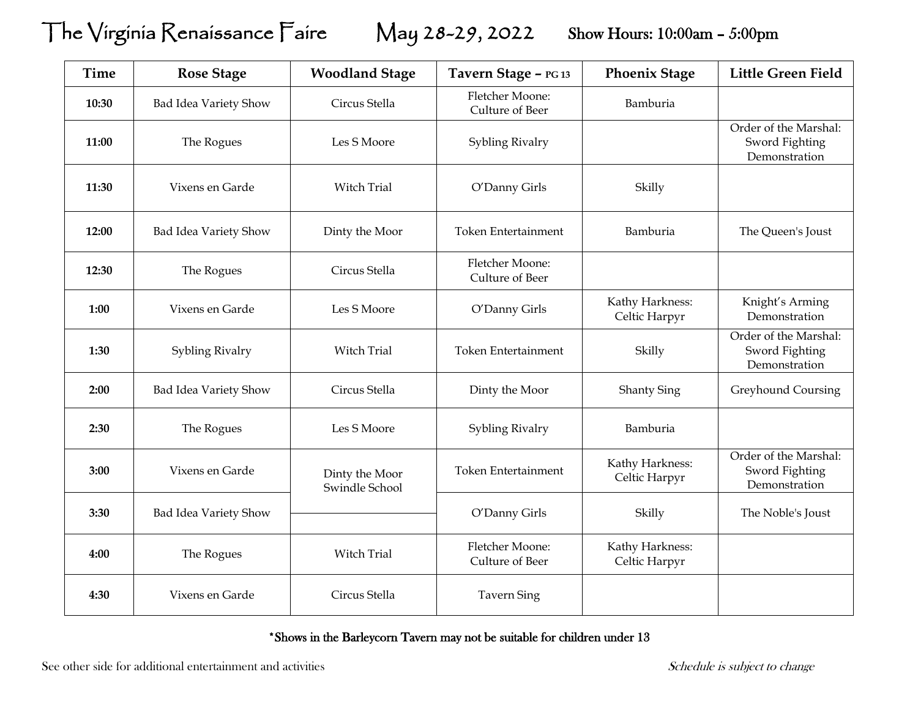# The Virginia Renaissance Faire May 28-29, 2022 Show Hours: 10:00am – 5:00pm

| Time | Rose Stage | Woodland Stage | Tavern Stage – PG 13 | Phoenix Stage | Little Green Field |
|---|---|---|---|---|---|
| **10:30** | Bad Idea Variety Show | Circus Stella | Fletcher Moone: Culture of Beer | Bamburia | |
| **11:00** | The Rogues | Les S Moore | Sybling Rivalry | | Order of the Marshal: Sword Fighting Demonstration |
| **11:30** | Vixens en Garde | Witch Trial | O'Danny Girls | Skilly | |
| **12:00** | Bad Idea Variety Show | Dinty the Moor | Token Entertainment | Bamburia | The Queen's Joust |
| **12:30** | The Rogues | Circus Stella | Fletcher Moone: Culture of Beer | | |
| **1:00** | Vixens en Garde | Les S Moore | O'Danny Girls | Kathy Harkness: Celtic Harpyr | Knight's Arming Demonstration |
| **1:30** | Sybling Rivalry | Witch Trial | Token Entertainment | Skilly | Order of the Marshal: Sword Fighting Demonstration |
| **2:00** | Bad Idea Variety Show | Circus Stella | Dinty the Moor | Shanty Sing | Greyhound Coursing |
| **2:30** | The Rogues | Les S Moore | Sybling Rivalry | Bamburia | |
| **3:00** | Vixens en Garde | Dinty the Moor Swindle School | Token Entertainment | Kathy Harkness: Celtic Harpyr | Order of the Marshal: Sword Fighting Demonstration |
| **3:30** | Bad Idea Variety Show | | O'Danny Girls | Skilly | The Noble's Joust |
| **4:00** | The Rogues | Witch Trial | Fletcher Moone: Culture of Beer | Kathy Harkness: Celtic Harpyr | |
| **4:30** | Vixens en Garde | Circus Stella | Tavern Sing | | |

*Shows in the Barleycorn Tavern may not be suitable for children under 13

See other side for additional entertainment and activities

*Schedule is subject to change*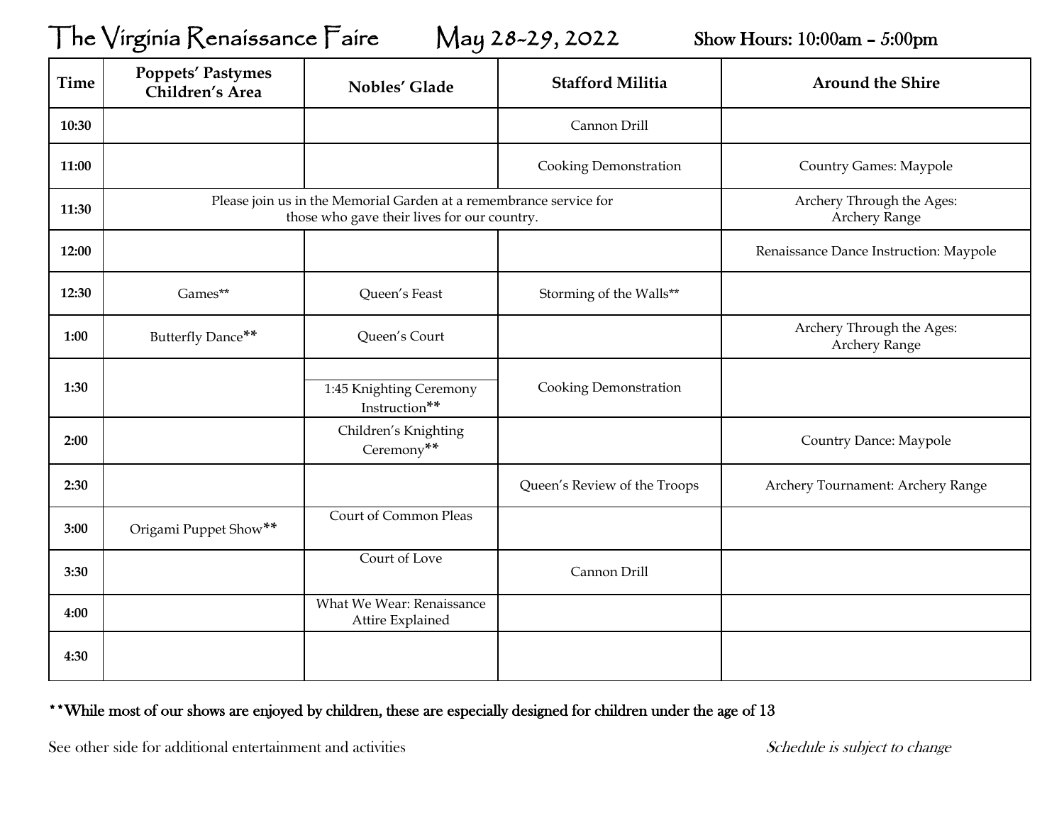# The Virginia Renaissance Faire May 28-29, 2022 Show Hours: 10:00am – 5:00pm

| Time | Poppets' Pastymes Children's Area | Nobles' Glade | Stafford Militia | Around the Shire |
|---|---|---|---|---|
| 10:30 | | | Cannon Drill | |
| 11:00 | | | Cooking Demonstration | Country Games: Maypole |
| 11:30 | Please join us in the Memorial Garden at a remembrance service for those who gave their lives for our country. | | | Archery Through the Ages: Archery Range |
| 12:00 | | | | Renaissance Dance Instruction: Maypole |
| 12:30 | Games** | Queen's Feast | Storming of the Walls** | |
| 1:00 | Butterfly Dance** | Queen's Court | | Archery Through the Ages: Archery Range |
| 1:30 | | 1:45 Knighting Ceremony Instruction** | Cooking Demonstration | |
| 2:00 | | Children's Knighting Ceremony** | | Country Dance: Maypole |
| 2:30 | | | Queen's Review of the Troops | Archery Tournament: Archery Range |
| 3:00 | Origami Puppet Show** | Court of Common Pleas | | |
| 3:30 | | Court of Love | Cannon Drill | |
| 4:00 | | What We Wear: Renaissance Attire Explained | | |
| 4:30 | | | | |

**While most of our shows are enjoyed by children, these are especially designed for children under the age of 13

See other side for additional entertainment and activities

*Schedule is subject to change*